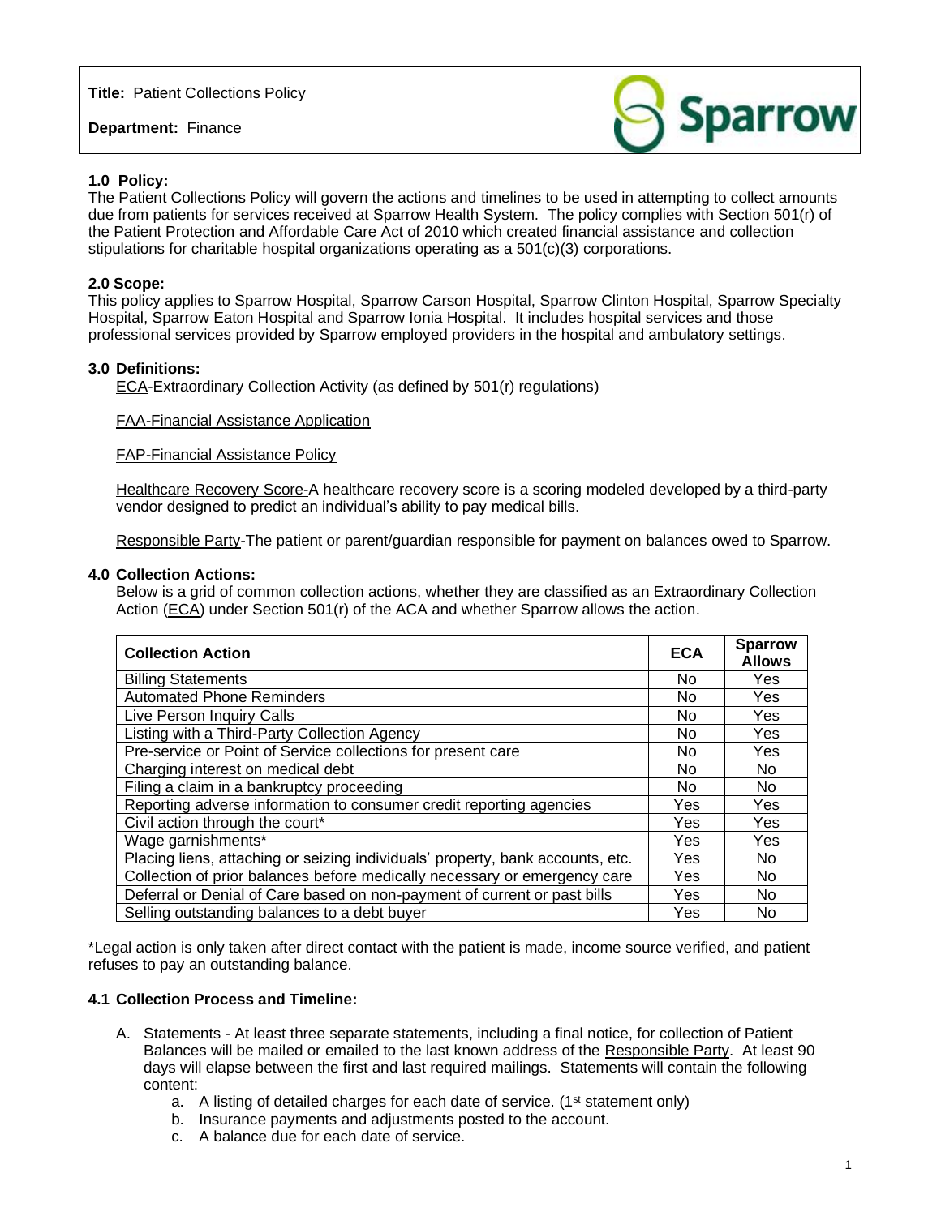**Title:** Patient Collections Policy

**Department:** Finance

### 1.0 Policy:

The Patient Collections Policy will govern the actions and timelines to be used in attempting to collect amounts due from patients for services received at Sparrow Health System. The policy complies with Section 501(r) of the Patient Protection and Affordable Care Act of 2010 which created financial assistance and collection stipulations for charitable hospital organizations operating as a 501(c)(3) corporations.

### 2.0 Scope:

This policy applies to Sparrow Hospital, Sparrow Carson Hospital, Sparrow Clinton Hospital, Sparrow Specialty Hospital, Sparrow Eaton Hospital and Sparrow Ionia Hospital. It includes hospital services and those professional services provided by Sparrow employed providers in the hospital and ambulatory settings.

### 3.0 Definitions:

ECA-Extraordinary Collection Activity (as defined by 501(r) regulations)

FAA-Financial Assistance Application

FAP-Financial Assistance Policy

Healthcare Recovery Score-A healthcare recovery score is a scoring modeled developed by a third-party vendor designed to predict an individual's ability to pay medical bills.

Responsible Party-The patient or parent/guardian responsible for payment on balances owed to Sparrow.

### 4.0 Collection Actions:

Below is a grid of common collection actions, whether they are classified as an Extraordinary Collection Action (ECA) under Section 501(r) of the ACA and whether Sparrow allows the action.

| Collection Action | ECA | Sparrow Allows |
|---|---|---|
| Billing Statements | No | Yes |
| Automated Phone Reminders | No | Yes |
| Live Person Inquiry Calls | No | Yes |
| Listing with a Third-Party Collection Agency | No | Yes |
| Pre-service or Point of Service collections for present care | No | Yes |
| Charging interest on medical debt | No | No |
| Filing a claim in a bankruptcy proceeding | No | No |
| Reporting adverse information to consumer credit reporting agencies | Yes | Yes |
| Civil action through the court* | Yes | Yes |
| Wage garnishments* | Yes | Yes |
| Placing liens, attaching or seizing individuals' property, bank accounts, etc. | Yes | No |
| Collection of prior balances before medically necessary or emergency care | Yes | No |
| Deferral or Denial of Care based on non-payment of current or past bills | Yes | No |
| Selling outstanding balances to a debt buyer | Yes | No |

*Legal action is only taken after direct contact with the patient is made, income source verified, and patient refuses to pay an outstanding balance.

### 4.1 Collection Process and Timeline:

A. Statements - At least three separate statements, including a final notice, for collection of Patient Balances will be mailed or emailed to the last known address of the Responsible Party. At least 90 days will elapse between the first and last required mailings. Statements will contain the following content:
   a. A listing of detailed charges for each date of service. (1st statement only)
   b. Insurance payments and adjustments posted to the account.
   c. A balance due for each date of service.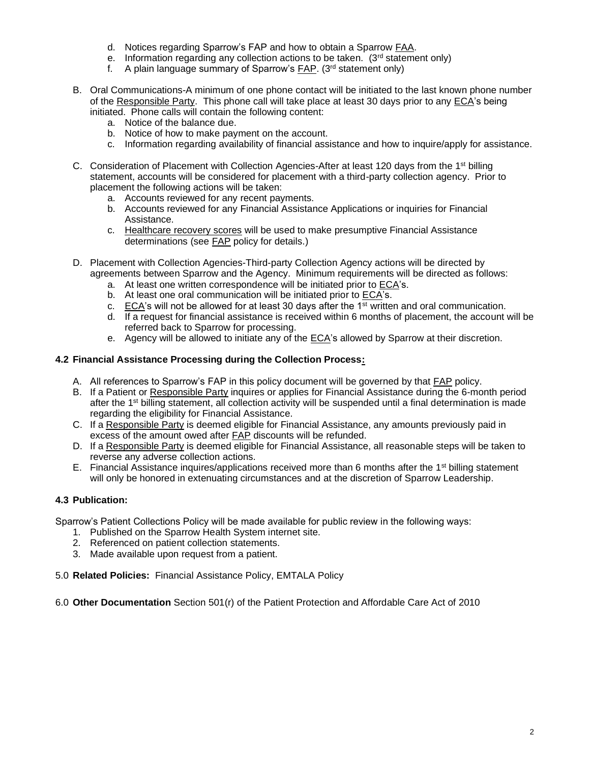d. Notices regarding Sparrow's FAP and how to obtain a Sparrow FAA.
e. Information regarding any collection actions to be taken. (3rd statement only)
f. A plain language summary of Sparrow's FAP. (3rd statement only)

B. Oral Communications-A minimum of one phone contact will be initiated to the last known phone number of the Responsible Party. This phone call will take place at least 30 days prior to any ECA's being initiated. Phone calls will contain the following content:
   a. Notice of the balance due.
   b. Notice of how to make payment on the account.
   c. Information regarding availability of financial assistance and how to inquire/apply for assistance.

C. Consideration of Placement with Collection Agencies-After at least 120 days from the 1st billing statement, accounts will be considered for placement with a third-party collection agency. Prior to placement the following actions will be taken:
   a. Accounts reviewed for any recent payments.
   b. Accounts reviewed for any Financial Assistance Applications or inquiries for Financial Assistance.
   c. Healthcare recovery scores will be used to make presumptive Financial Assistance determinations (see FAP policy for details.)

D. Placement with Collection Agencies-Third-party Collection Agency actions will be directed by agreements between Sparrow and the Agency. Minimum requirements will be directed as follows:
   a. At least one written correspondence will be initiated prior to ECA's.
   b. At least one oral communication will be initiated prior to ECA's.
   c. ECA's will not be allowed for at least 30 days after the 1st written and oral communication.
   d. If a request for financial assistance is received within 6 months of placement, the account will be referred back to Sparrow for processing.
   e. Agency will be allowed to initiate any of the ECA's allowed by Sparrow at their discretion.

### 4.2 Financial Assistance Processing during the Collection Process:

A. All references to Sparrow's FAP in this policy document will be governed by that FAP policy.
B. If a Patient or Responsible Party inquires or applies for Financial Assistance during the 6-month period after the 1st billing statement, all collection activity will be suspended until a final determination is made regarding the eligibility for Financial Assistance.
C. If a Responsible Party is deemed eligible for Financial Assistance, any amounts previously paid in excess of the amount owed after FAP discounts will be refunded.
D. If a Responsible Party is deemed eligible for Financial Assistance, all reasonable steps will be taken to reverse any adverse collection actions.
E. Financial Assistance inquires/applications received more than 6 months after the 1st billing statement will only be honored in extenuating circumstances and at the discretion of Sparrow Leadership.

### 4.3 Publication:

Sparrow's Patient Collections Policy will be made available for public review in the following ways:
1. Published on the Sparrow Health System internet site.
2. Referenced on patient collection statements.
3. Made available upon request from a patient.

5.0 **Related Policies:** Financial Assistance Policy, EMTALA Policy

6.0 **Other Documentation** Section 501(r) of the Patient Protection and Affordable Care Act of 2010